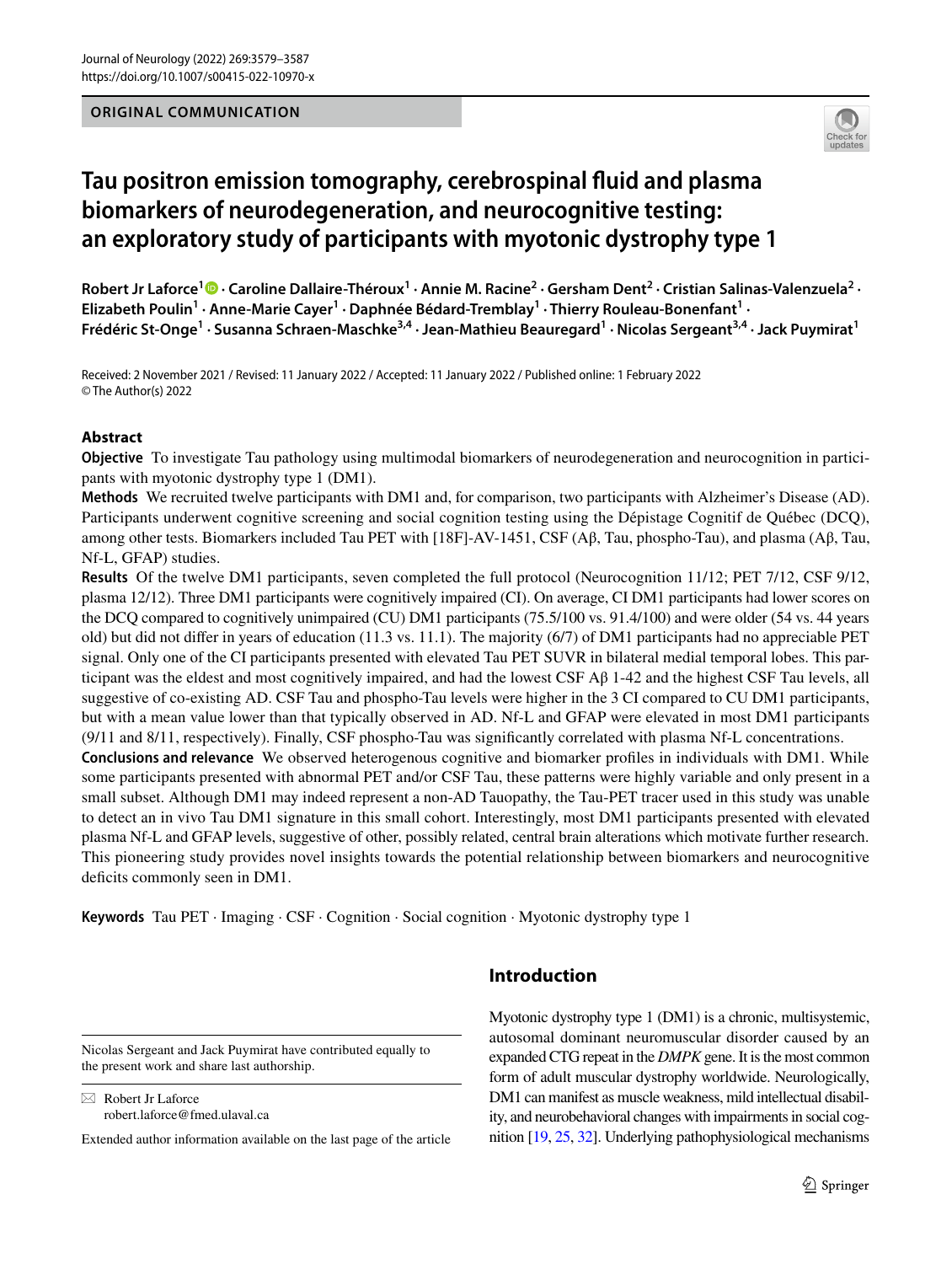ORIGINAL COMMUNICATION

# Tau positron emission tomography, cerebrospinal fluid and plasma biomarkers of neurodegeneration, and neurocognitive testing: an exploratory study of participants with myotonic dystrophy type 1

Robert Jr Laforce[1] · Caroline Dallaire-Théroux[1] · Annie M. Racine[2] · Gersham Dent[2] · Cristian Salinas-Valenzuela[2] · Elizabeth Poulin[1] · Anne-Marie Cayer[1] · Daphnée Bédard-Tremblay[1] · Thierry Rouleau-Bonenfant[1] · Frédéric St-Onge[1] · Susanna Schraen-Maschke[3,4] · Jean-Mathieu Beauregard[1] · Nicolas Sergeant[3,4] · Jack Puymirat[1]

Received: 2 November 2021 / Revised: 11 January 2022 / Accepted: 11 January 2022 / Published online: 1 February 2022
© The Author(s) 2022

## Abstract

**Objective** To investigate Tau pathology using multimodal biomarkers of neurodegeneration and neurocognition in participants with myotonic dystrophy type 1 (DM1).

**Methods** We recruited twelve participants with DM1 and, for comparison, two participants with Alzheimer's Disease (AD). Participants underwent cognitive screening and social cognition testing using the Dépistage Cognitif de Québec (DCQ), among other tests. Biomarkers included Tau PET with [18F]-AV-1451, CSF (Aβ, Tau, phospho-Tau), and plasma (Aβ, Tau, Nf-L, GFAP) studies.

**Results** Of the twelve DM1 participants, seven completed the full protocol (Neurocognition 11/12; PET 7/12, CSF 9/12, plasma 12/12). Three DM1 participants were cognitively impaired (CI). On average, CI DM1 participants had lower scores on the DCQ compared to cognitively unimpaired (CU) DM1 participants (75.5/100 vs. 91.4/100) and were older (54 vs. 44 years old) but did not differ in years of education (11.3 vs. 11.1). The majority (6/7) of DM1 participants had no appreciable PET signal. Only one of the CI participants presented with elevated Tau PET SUVR in bilateral medial temporal lobes. This participant was the eldest and most cognitively impaired, and had the lowest CSF Aβ 1-42 and the highest CSF Tau levels, all suggestive of co-existing AD. CSF Tau and phospho-Tau levels were higher in the 3 CI compared to CU DM1 participants, but with a mean value lower than that typically observed in AD. Nf-L and GFAP were elevated in most DM1 participants (9/11 and 8/11, respectively). Finally, CSF phospho-Tau was significantly correlated with plasma Nf-L concentrations.

**Conclusions and relevance** We observed heterogenous cognitive and biomarker profiles in individuals with DM1. While some participants presented with abnormal PET and/or CSF Tau, these patterns were highly variable and only present in a small subset. Although DM1 may indeed represent a non-AD Tauopathy, the Tau-PET tracer used in this study was unable to detect an in vivo Tau DM1 signature in this small cohort. Interestingly, most DM1 participants presented with elevated plasma Nf-L and GFAP levels, suggestive of other, possibly related, central brain alterations which motivate further research. This pioneering study provides novel insights towards the potential relationship between biomarkers and neurocognitive deficits commonly seen in DM1.

**Keywords** Tau PET · Imaging · CSF · Cognition · Social cognition · Myotonic dystrophy type 1

## Introduction

Myotonic dystrophy type 1 (DM1) is a chronic, multisystemic, autosomal dominant neuromuscular disorder caused by an expanded CTG repeat in the *DMPK* gene. It is the most common form of adult muscular dystrophy worldwide. Neurologically, DM1 can manifest as muscle weakness, mild intellectual disability, and neurobehavioral changes with impairments in social cognition [19, 25, 32]. Underlying pathophysiological mechanisms

---

Nicolas Sergeant and Jack Puymirat have contributed equally to the present work and share last authorship.

✉ Robert Jr Laforce
robert.laforce@fmed.ulaval.ca

Extended author information available on the last page of the article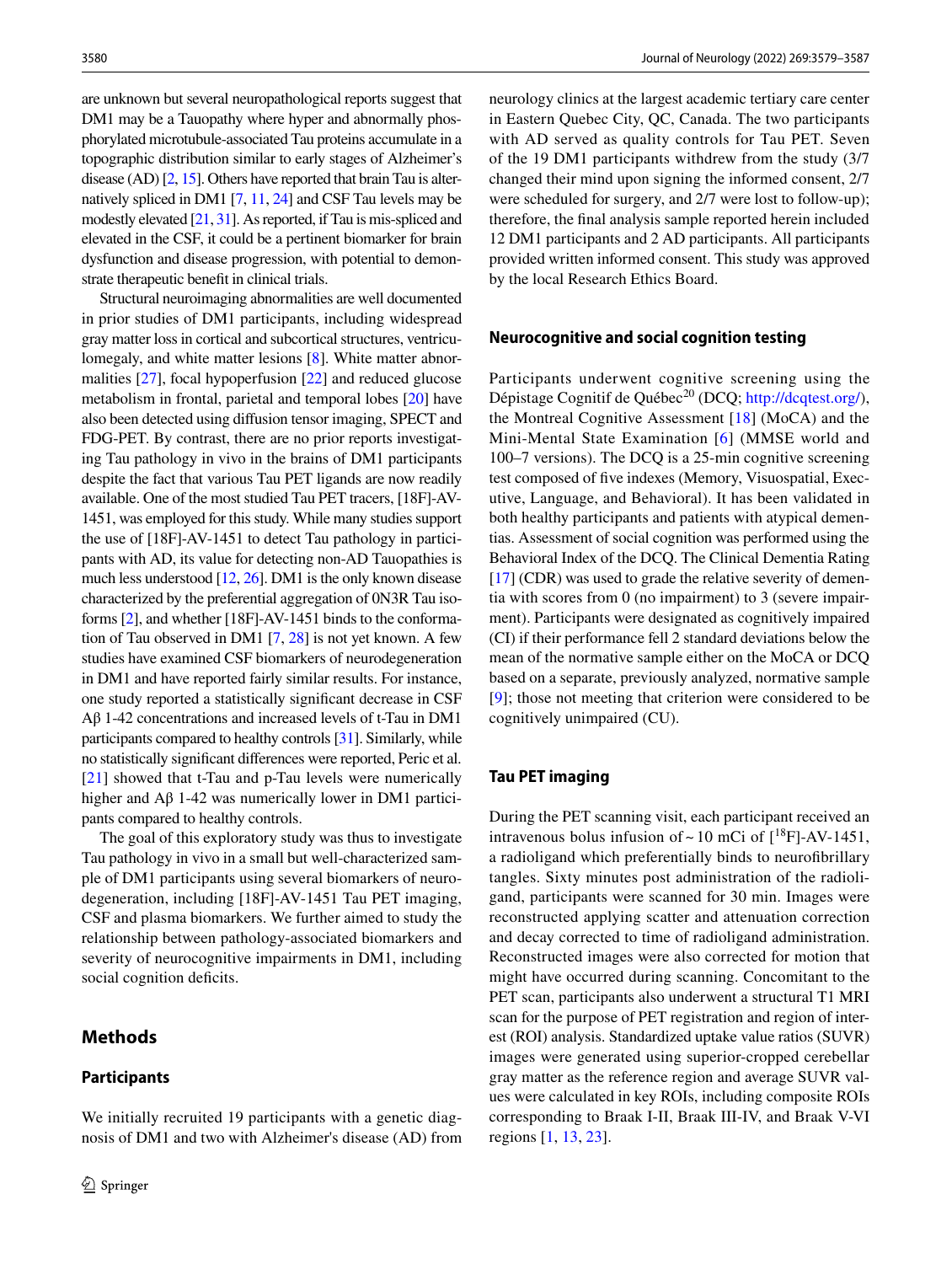are unknown but several neuropathological reports suggest that DM1 may be a Tauopathy where hyper and abnormally phosphorylated microtubule-associated Tau proteins accumulate in a topographic distribution similar to early stages of Alzheimer's disease (AD) [2, 15]. Others have reported that brain Tau is alternatively spliced in DM1 [7, 11, 24] and CSF Tau levels may be modestly elevated [21, 31]. As reported, if Tau is mis-spliced and elevated in the CSF, it could be a pertinent biomarker for brain dysfunction and disease progression, with potential to demonstrate therapeutic benefit in clinical trials.

Structural neuroimaging abnormalities are well documented in prior studies of DM1 participants, including widespread gray matter loss in cortical and subcortical structures, ventriculomegaly, and white matter lesions [8]. White matter abnormalities [27], focal hypoperfusion [22] and reduced glucose metabolism in frontal, parietal and temporal lobes [20] have also been detected using diffusion tensor imaging, SPECT and FDG-PET. By contrast, there are no prior reports investigating Tau pathology in vivo in the brains of DM1 participants despite the fact that various Tau PET ligands are now readily available. One of the most studied Tau PET tracers, [18F]-AV-1451, was employed for this study. While many studies support the use of [18F]-AV-1451 to detect Tau pathology in participants with AD, its value for detecting non-AD Tauopathies is much less understood [12, 26]. DM1 is the only known disease characterized by the preferential aggregation of 0N3R Tau isoforms [2], and whether [18F]-AV-1451 binds to the conformation of Tau observed in DM1 [7, 28] is not yet known. A few studies have examined CSF biomarkers of neurodegeneration in DM1 and have reported fairly similar results. For instance, one study reported a statistically significant decrease in CSF Aβ 1-42 concentrations and increased levels of t-Tau in DM1 participants compared to healthy controls [31]. Similarly, while no statistically significant differences were reported, Peric et al. [21] showed that t-Tau and p-Tau levels were numerically higher and Aβ 1-42 was numerically lower in DM1 participants compared to healthy controls.

The goal of this exploratory study was thus to investigate Tau pathology in vivo in a small but well-characterized sample of DM1 participants using several biomarkers of neurodegeneration, including [18F]-AV-1451 Tau PET imaging, CSF and plasma biomarkers. We further aimed to study the relationship between pathology-associated biomarkers and severity of neurocognitive impairments in DM1, including social cognition deficits.

## Methods

### Participants

We initially recruited 19 participants with a genetic diagnosis of DM1 and two with Alzheimer's disease (AD) from neurology clinics at the largest academic tertiary care center in Eastern Quebec City, QC, Canada. The two participants with AD served as quality controls for Tau PET. Seven of the 19 DM1 participants withdrew from the study (3/7 changed their mind upon signing the informed consent, 2/7 were scheduled for surgery, and 2/7 were lost to follow-up); therefore, the final analysis sample reported herein included 12 DM1 participants and 2 AD participants. All participants provided written informed consent. This study was approved by the local Research Ethics Board.

### Neurocognitive and social cognition testing

Participants underwent cognitive screening using the Dépistage Cognitif de Québec[20] (DCQ; http://dcqtest.org/), the Montreal Cognitive Assessment [18] (MoCA) and the Mini-Mental State Examination [6] (MMSE world and 100–7 versions). The DCQ is a 25-min cognitive screening test composed of five indexes (Memory, Visuospatial, Executive, Language, and Behavioral). It has been validated in both healthy participants and patients with atypical dementias. Assessment of social cognition was performed using the Behavioral Index of the DCQ. The Clinical Dementia Rating [17] (CDR) was used to grade the relative severity of dementia with scores from 0 (no impairment) to 3 (severe impairment). Participants were designated as cognitively impaired (CI) if their performance fell 2 standard deviations below the mean of the normative sample either on the MoCA or DCQ based on a separate, previously analyzed, normative sample [9]; those not meeting that criterion were considered to be cognitively unimpaired (CU).

### Tau PET imaging

During the PET scanning visit, each participant received an intravenous bolus infusion of ~ 10 mCi of [$^{18}$F]-AV-1451, a radioligand which preferentially binds to neurofibrillary tangles. Sixty minutes post administration of the radioligand, participants were scanned for 30 min. Images were reconstructed applying scatter and attenuation correction and decay corrected to time of radioligand administration. Reconstructed images were also corrected for motion that might have occurred during scanning. Concomitant to the PET scan, participants also underwent a structural T1 MRI scan for the purpose of PET registration and region of interest (ROI) analysis. Standardized uptake value ratios (SUVR) images were generated using superior-cropped cerebellar gray matter as the reference region and average SUVR values were calculated in key ROIs, including composite ROIs corresponding to Braak I-II, Braak III-IV, and Braak V-VI regions [1, 13, 23].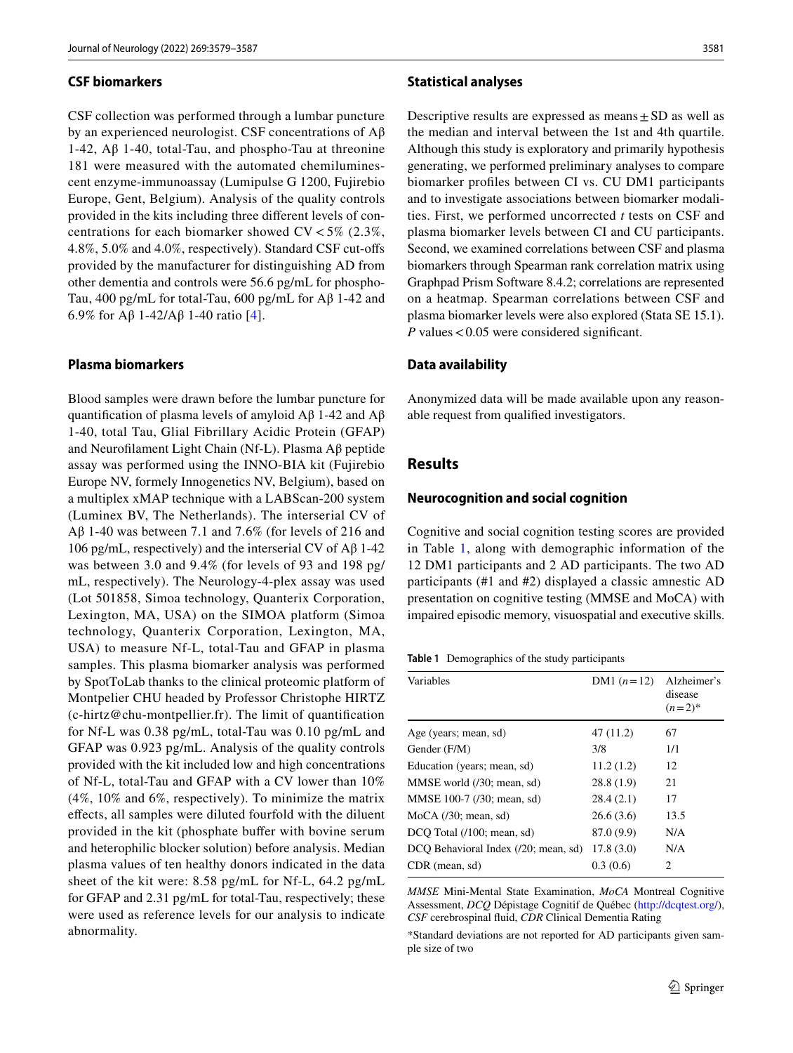### CSF biomarkers

CSF collection was performed through a lumbar puncture by an experienced neurologist. CSF concentrations of Aβ 1-42, Aβ 1-40, total-Tau, and phospho-Tau at threonine 181 were measured with the automated chemiluminescent enzyme-immunoassay (Lumipulse G 1200, Fujirebio Europe, Gent, Belgium). Analysis of the quality controls provided in the kits including three different levels of concentrations for each biomarker showed CV < 5% (2.3%, 4.8%, 5.0% and 4.0%, respectively). Standard CSF cut-offs provided by the manufacturer for distinguishing AD from other dementia and controls were 56.6 pg/mL for phospho-Tau, 400 pg/mL for total-Tau, 600 pg/mL for Aβ 1-42 and 6.9% for Aβ 1-42/Aβ 1-40 ratio [4].

### Plasma biomarkers

Blood samples were drawn before the lumbar puncture for quantification of plasma levels of amyloid Aβ 1-42 and Aβ 1-40, total Tau, Glial Fibrillary Acidic Protein (GFAP) and Neurofilament Light Chain (Nf-L). Plasma Aβ peptide assay was performed using the INNO-BIA kit (Fujirebio Europe NV, formely Innogenetics NV, Belgium), based on a multiplex xMAP technique with a LABScan-200 system (Luminex BV, The Netherlands). The interserial CV of Aβ 1-40 was between 7.1 and 7.6% (for levels of 216 and 106 pg/mL, respectively) and the interserial CV of Aβ 1-42 was between 3.0 and 9.4% (for levels of 93 and 198 pg/mL, respectively). The Neurology-4-plex assay was used (Lot 501858, Simoa technology, Quanterix Corporation, Lexington, MA, USA) on the SIMOA platform (Simoa technology, Quanterix Corporation, Lexington, MA, USA) to measure Nf-L, total-Tau and GFAP in plasma samples. This plasma biomarker analysis was performed by SpotToLab thanks to the clinical proteomic platform of Montpelier CHU headed by Professor Christophe HIRTZ (c-hirtz@chu-montpellier.fr). The limit of quantification for Nf-L was 0.38 pg/mL, total-Tau was 0.10 pg/mL and GFAP was 0.923 pg/mL. Analysis of the quality controls provided with the kit included low and high concentrations of Nf-L, total-Tau and GFAP with a CV lower than 10% (4%, 10% and 6%, respectively). To minimize the matrix effects, all samples were diluted fourfold with the diluent provided in the kit (phosphate buffer with bovine serum and heterophilic blocker solution) before analysis. Median plasma values of ten healthy donors indicated in the data sheet of the kit were: 8.58 pg/mL for Nf-L, 64.2 pg/mL for GFAP and 2.31 pg/mL for total-Tau, respectively; these were used as reference levels for our analysis to indicate abnormality.

### Statistical analyses

Descriptive results are expressed as means ± SD as well as the median and interval between the 1st and 4th quartile. Although this study is exploratory and primarily hypothesis generating, we performed preliminary analyses to compare biomarker profiles between CI vs. CU DM1 participants and to investigate associations between biomarker modalities. First, we performed uncorrected *t* tests on CSF and plasma biomarker levels between CI and CU participants. Second, we examined correlations between CSF and plasma biomarkers through Spearman rank correlation matrix using Graphpad Prism Software 8.4.2; correlations are represented on a heatmap. Spearman correlations between CSF and plasma biomarker levels were also explored (Stata SE 15.1). *P* values < 0.05 were considered significant.

### Data availability

Anonymized data will be made available upon any reasonable request from qualified investigators.

## Results

### Neurocognition and social cognition

Cognitive and social cognition testing scores are provided in Table 1, along with demographic information of the 12 DM1 participants and 2 AD participants. The two AD participants (#1 and #2) displayed a classic amnestic AD presentation on cognitive testing (MMSE and MoCA) with impaired episodic memory, visuospatial and executive skills.

**Table 1** Demographics of the study participants

| Variables | DM1 ($n$ = 12) | Alzheimer's disease ($n$ = 2)* |
|---|---|---|
| Age (years; mean, sd) | 47 (11.2) | 67 |
| Gender (F/M) | 3/8 | 1/1 |
| Education (years; mean, sd) | 11.2 (1.2) | 12 |
| MMSE world (/30; mean, sd) | 28.8 (1.9) | 21 |
| MMSE 100-7 (/30; mean, sd) | 28.4 (2.1) | 17 |
| MoCA (/30; mean, sd) | 26.6 (3.6) | 13.5 |
| DCQ Total (/100; mean, sd) | 87.0 (9.9) | N/A |
| DCQ Behavioral Index (/20; mean, sd) | 17.8 (3.0) | N/A |
| CDR (mean, sd) | 0.3 (0.6) | 2 |

*MMSE* Mini-Mental State Examination, *MoCA* Montreal Cognitive Assessment, *DCQ* Dépistage Cognitif de Québec (http://dcqtest.org/), *CSF* cerebrospinal fluid, *CDR* Clinical Dementia Rating

*Standard deviations are not reported for AD participants given sample size of two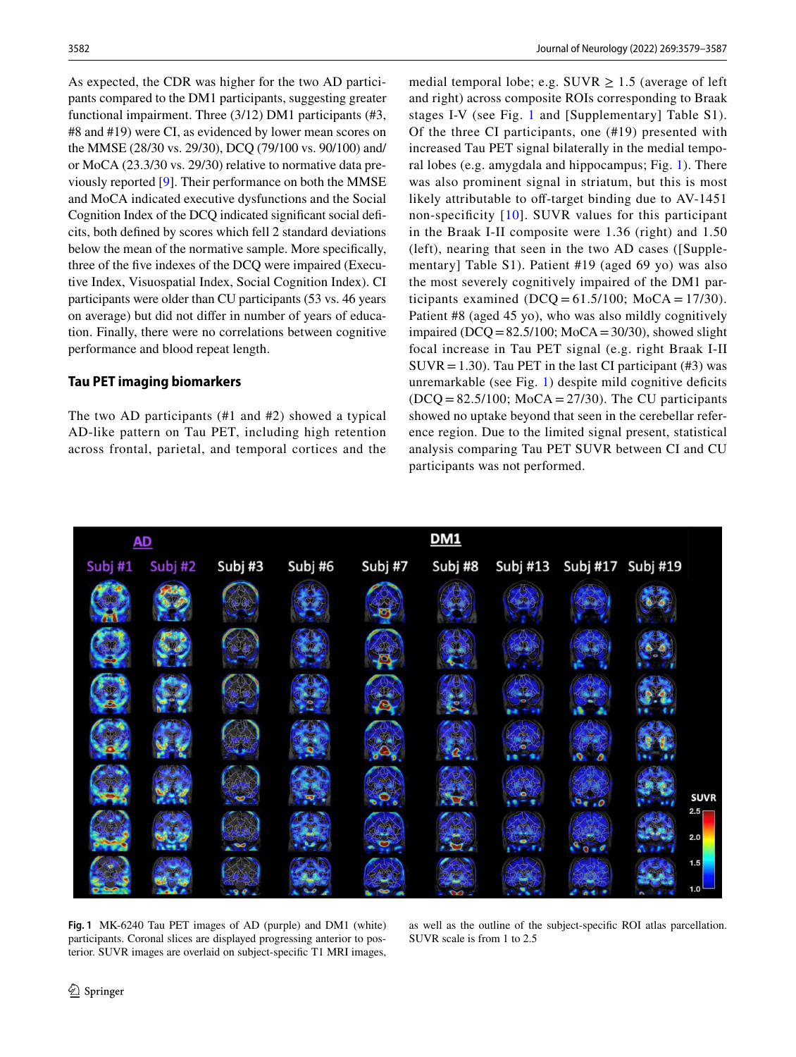As expected, the CDR was higher for the two AD participants compared to the DM1 participants, suggesting greater functional impairment. Three (3/12) DM1 participants (#3, #8 and #19) were CI, as evidenced by lower mean scores on the MMSE (28/30 vs. 29/30), DCQ (79/100 vs. 90/100) and/or MoCA (23.3/30 vs. 29/30) relative to normative data previously reported [9]. Their performance on both the MMSE and MoCA indicated executive dysfunctions and the Social Cognition Index of the DCQ indicated significant social deficits, both defined by scores which fell 2 standard deviations below the mean of the normative sample. More specifically, three of the five indexes of the DCQ were impaired (Executive Index, Visuospatial Index, Social Cognition Index). CI participants were older than CU participants (53 vs. 46 years on average) but did not differ in number of years of education. Finally, there were no correlations between cognitive performance and blood repeat length.

### Tau PET imaging biomarkers

The two AD participants (#1 and #2) showed a typical AD-like pattern on Tau PET, including high retention across frontal, parietal, and temporal cortices and the medial temporal lobe; e.g. SUVR ≥ 1.5 (average of left and right) across composite ROIs corresponding to Braak stages I-V (see Fig. 1 and [Supplementary] Table S1). Of the three CI participants, one (#19) presented with increased Tau PET signal bilaterally in the medial temporal lobes (e.g. amygdala and hippocampus; Fig. 1). There was also prominent signal in striatum, but this is most likely attributable to off-target binding due to AV-1451 non-specificity [10]. SUVR values for this participant in the Braak I-II composite were 1.36 (right) and 1.50 (left), nearing that seen in the two AD cases ([Supplementary] Table S1). Patient #19 (aged 69 yo) was also the most severely cognitively impaired of the DM1 participants examined (DCQ = 61.5/100; MoCA = 17/30). Patient #8 (aged 45 yo), who was also mildly cognitively impaired (DCQ = 82.5/100; MoCA = 30/30), showed slight focal increase in Tau PET signal (e.g. right Braak I-II SUVR = 1.30). Tau PET in the last CI participant (#3) was unremarkable (see Fig. 1) despite mild cognitive deficits (DCQ = 82.5/100; MoCA = 27/30). The CU participants showed no uptake beyond that seen in the cerebellar reference region. Due to the limited signal present, statistical analysis comparing Tau PET SUVR between CI and CU participants was not performed.

**Fig. 1** MK-6240 Tau PET images of AD (purple) and DM1 (white) participants. Coronal slices are displayed progressing anterior to posterior. SUVR images are overlaid on subject-specific T1 MRI images, as well as the outline of the subject-specific ROI atlas parcellation. SUVR scale is from 1 to 2.5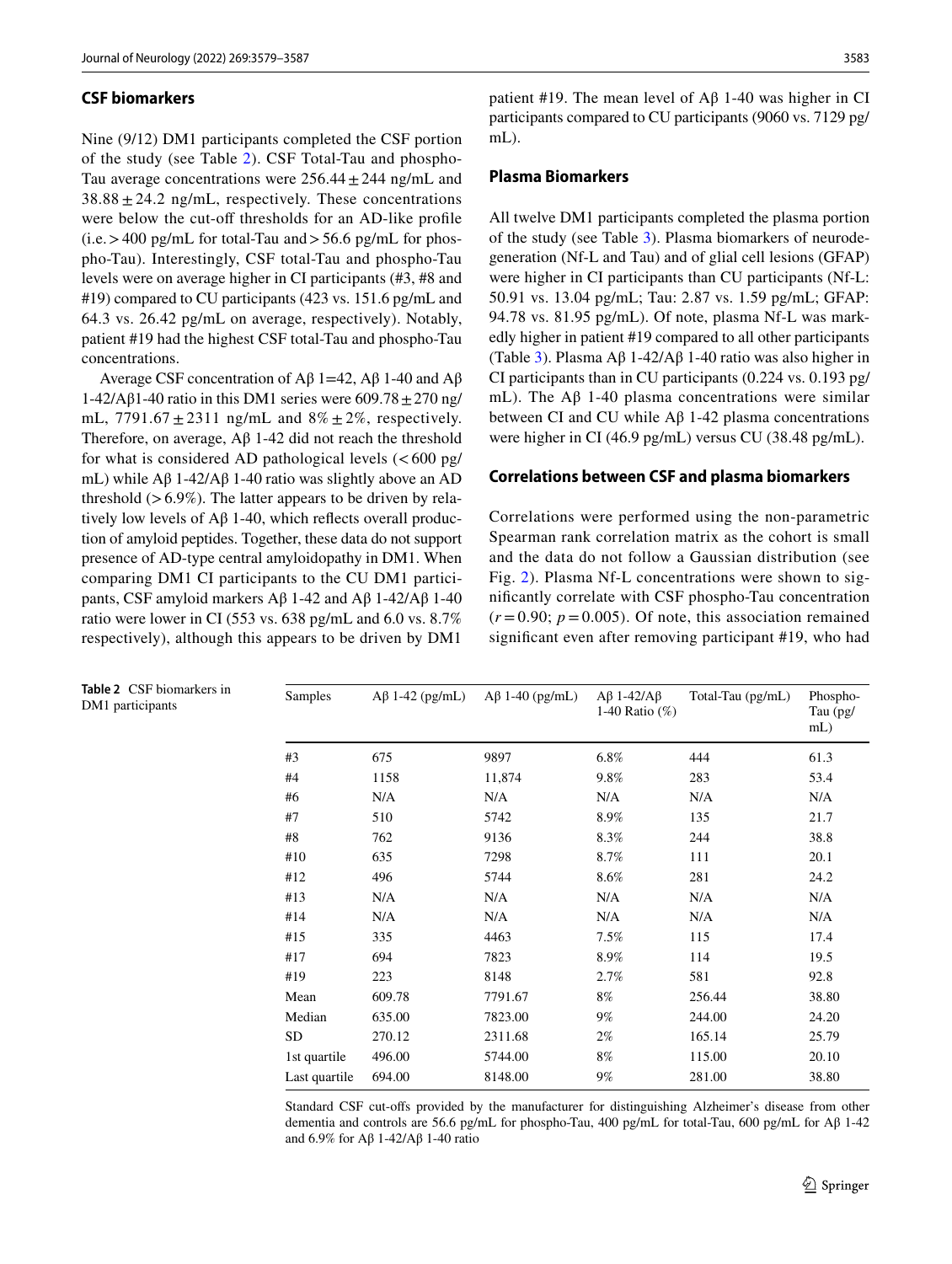### CSF biomarkers

Nine (9/12) DM1 participants completed the CSF portion of the study (see Table 2). CSF Total-Tau and phospho-Tau average concentrations were 256.44 ± 244 ng/mL and 38.88 ± 24.2 ng/mL, respectively. These concentrations were below the cut-off thresholds for an AD-like profile (i.e. > 400 pg/mL for total-Tau and > 56.6 pg/mL for phospho-Tau). Interestingly, CSF total-Tau and phospho-Tau levels were on average higher in CI participants (#3, #8 and #19) compared to CU participants (423 vs. 151.6 pg/mL and 64.3 vs. 26.42 pg/mL on average, respectively). Notably, patient #19 had the highest CSF total-Tau and phospho-Tau concentrations.

Average CSF concentration of Aβ 1=42, Aβ 1-40 and Aβ 1-42/Aβ1-40 ratio in this DM1 series were 609.78 ± 270 ng/mL, 7791.67 ± 2311 ng/mL and 8% ± 2%, respectively. Therefore, on average, Aβ 1-42 did not reach the threshold for what is considered AD pathological levels (< 600 pg/mL) while Aβ 1-42/Aβ 1-40 ratio was slightly above an AD threshold (> 6.9%). The latter appears to be driven by relatively low levels of Aβ 1-40, which reflects overall production of amyloid peptides. Together, these data do not support presence of AD-type central amyloidopathy in DM1. When comparing DM1 CI participants to the CU DM1 participants, CSF amyloid markers Aβ 1-42 and Aβ 1-42/Aβ 1-40 ratio were lower in CI (553 vs. 638 pg/mL and 6.0 vs. 8.7% respectively), although this appears to be driven by DM1 patient #19. The mean level of Aβ 1-40 was higher in CI participants compared to CU participants (9060 vs. 7129 pg/mL).

### Plasma Biomarkers

All twelve DM1 participants completed the plasma portion of the study (see Table 3). Plasma biomarkers of neurodegeneration (Nf-L and Tau) and of glial cell lesions (GFAP) were higher in CI participants than CU participants (Nf-L: 50.91 vs. 13.04 pg/mL; Tau: 2.87 vs. 1.59 pg/mL; GFAP: 94.78 vs. 81.95 pg/mL). Of note, plasma Nf-L was markedly higher in patient #19 compared to all other participants (Table 3). Plasma Aβ 1-42/Aβ 1-40 ratio was also higher in CI participants than in CU participants (0.224 vs. 0.193 pg/mL). The Aβ 1-40 plasma concentrations were similar between CI and CU while Aβ 1-42 plasma concentrations were higher in CI (46.9 pg/mL) versus CU (38.48 pg/mL).

### Correlations between CSF and plasma biomarkers

Correlations were performed using the non-parametric Spearman rank correlation matrix as the cohort is small and the data do not follow a Gaussian distribution (see Fig. 2). Plasma Nf-L concentrations were shown to significantly correlate with CSF phospho-Tau concentration ($r = 0.90$; $p = 0.005$). Of note, this association remained significant even after removing participant #19, who had

**Table 2** CSF biomarkers in DM1 participants

| Samples | Aβ 1-42 (pg/mL) | Aβ 1-40 (pg/mL) | Aβ 1-42/Aβ 1-40 Ratio (%) | Total-Tau (pg/mL) | Phospho-Tau (pg/mL) |
|---|---|---|---|---|---|
| #3 | 675 | 9897 | 6.8% | 444 | 61.3 |
| #4 | 1158 | 11,874 | 9.8% | 283 | 53.4 |
| #6 | N/A | N/A | N/A | N/A | N/A |
| #7 | 510 | 5742 | 8.9% | 135 | 21.7 |
| #8 | 762 | 9136 | 8.3% | 244 | 38.8 |
| #10 | 635 | 7298 | 8.7% | 111 | 20.1 |
| #12 | 496 | 5744 | 8.6% | 281 | 24.2 |
| #13 | N/A | N/A | N/A | N/A | N/A |
| #14 | N/A | N/A | N/A | N/A | N/A |
| #15 | 335 | 4463 | 7.5% | 115 | 17.4 |
| #17 | 694 | 7823 | 8.9% | 114 | 19.5 |
| #19 | 223 | 8148 | 2.7% | 581 | 92.8 |
| Mean | 609.78 | 7791.67 | 8% | 256.44 | 38.80 |
| Median | 635.00 | 7823.00 | 9% | 244.00 | 24.20 |
| SD | 270.12 | 2311.68 | 2% | 165.14 | 25.79 |
| 1st quartile | 496.00 | 5744.00 | 8% | 115.00 | 20.10 |
| Last quartile | 694.00 | 8148.00 | 9% | 281.00 | 38.80 |

Standard CSF cut-offs provided by the manufacturer for distinguishing Alzheimer's disease from other dementia and controls are 56.6 pg/mL for phospho-Tau, 400 pg/mL for total-Tau, 600 pg/mL for Aβ 1-42 and 6.9% for Aβ 1-42/Aβ 1-40 ratio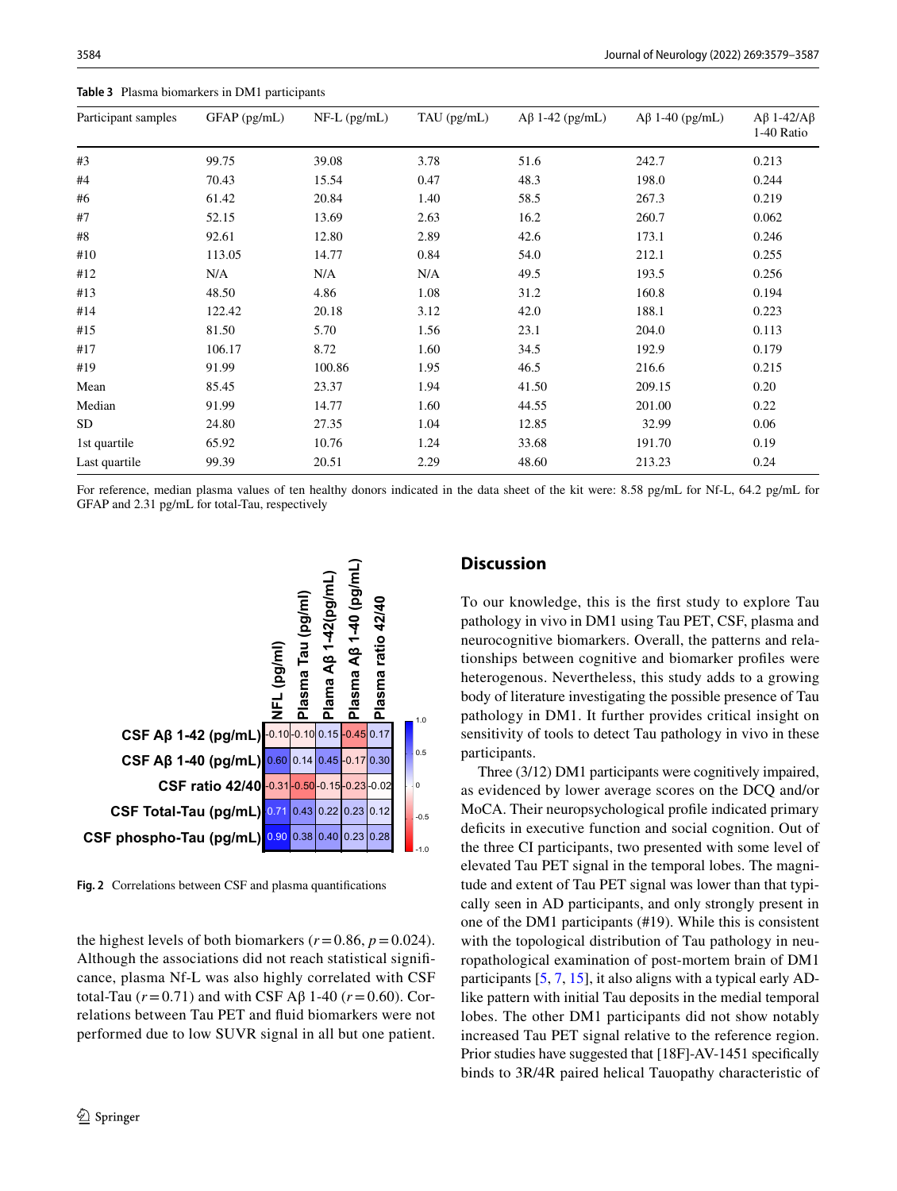**Table 3** Plasma biomarkers in DM1 participants

| Participant samples | GFAP (pg/mL) | NF-L (pg/mL) | TAU (pg/mL) | Aβ 1-42 (pg/mL) | Aβ 1-40 (pg/mL) | Aβ 1-42/Aβ 1-40 Ratio |
|---|---|---|---|---|---|---|
| #3 | 99.75 | 39.08 | 3.78 | 51.6 | 242.7 | 0.213 |
| #4 | 70.43 | 15.54 | 0.47 | 48.3 | 198.0 | 0.244 |
| #6 | 61.42 | 20.84 | 1.40 | 58.5 | 267.3 | 0.219 |
| #7 | 52.15 | 13.69 | 2.63 | 16.2 | 260.7 | 0.062 |
| #8 | 92.61 | 12.80 | 2.89 | 42.6 | 173.1 | 0.246 |
| #10 | 113.05 | 14.77 | 0.84 | 54.0 | 212.1 | 0.255 |
| #12 | N/A | N/A | N/A | 49.5 | 193.5 | 0.256 |
| #13 | 48.50 | 4.86 | 1.08 | 31.2 | 160.8 | 0.194 |
| #14 | 122.42 | 20.18 | 3.12 | 42.0 | 188.1 | 0.223 |
| #15 | 81.50 | 5.70 | 1.56 | 23.1 | 204.0 | 0.113 |
| #17 | 106.17 | 8.72 | 1.60 | 34.5 | 192.9 | 0.179 |
| #19 | 91.99 | 100.86 | 1.95 | 46.5 | 216.6 | 0.215 |
| Mean | 85.45 | 23.37 | 1.94 | 41.50 | 209.15 | 0.20 |
| Median | 91.99 | 14.77 | 1.60 | 44.55 | 201.00 | 0.22 |
| SD | 24.80 | 27.35 | 1.04 | 12.85 | 32.99 | 0.06 |
| 1st quartile | 65.92 | 10.76 | 1.24 | 33.68 | 191.70 | 0.19 |
| Last quartile | 99.39 | 20.51 | 2.29 | 48.60 | 213.23 | 0.24 |

For reference, median plasma values of ten healthy donors indicated in the data sheet of the kit were: 8.58 pg/mL for Nf-L, 64.2 pg/mL for GFAP and 2.31 pg/mL for total-Tau, respectively

| | NFL (pg/ml) | Plasma Tau (pg/ml) | Plama Aβ 1-42(pg/mL) | Plasma Aβ 1-40 (pg/mL) | Plasma ratio 42/40 |
|---|---|---|---|---|---|
| CSF Aβ 1-42 (pg/mL) | -0.10 | -0.10 | 0.15 | -0.45 | 0.17 |
| CSF Aβ 1-40 (pg/mL) | 0.60 | 0.14 | 0.45 | -0.17 | 0.30 |
| CSF ratio 42/40 | -0.31 | -0.50 | -0.15 | -0.23 | -0.02 |
| CSF Total-Tau (pg/mL) | 0.71 | 0.43 | 0.22 | 0.23 | 0.12 |
| CSF phospho-Tau (pg/mL) | 0.90 | 0.38 | 0.40 | 0.23 | 0.28 |

**Fig. 2** Correlations between CSF and plasma quantifications

the highest levels of both biomarkers ($r = 0.86$, $p = 0.024$). Although the associations did not reach statistical significance, plasma Nf-L was also highly correlated with CSF total-Tau ($r = 0.71$) and with CSF Aβ 1-40 ($r = 0.60$). Correlations between Tau PET and fluid biomarkers were not performed due to low SUVR signal in all but one patient.

## Discussion

To our knowledge, this is the first study to explore Tau pathology in vivo in DM1 using Tau PET, CSF, plasma and neurocognitive biomarkers. Overall, the patterns and relationships between cognitive and biomarker profiles were heterogenous. Nevertheless, this study adds to a growing body of literature investigating the possible presence of Tau pathology in DM1. It further provides critical insight on sensitivity of tools to detect Tau pathology in vivo in these participants.

Three (3/12) DM1 participants were cognitively impaired, as evidenced by lower average scores on the DCQ and/or MoCA. Their neuropsychological profile indicated primary deficits in executive function and social cognition. Out of the three CI participants, two presented with some level of elevated Tau PET signal in the temporal lobes. The magnitude and extent of Tau PET signal was lower than that typically seen in AD participants, and only strongly present in one of the DM1 participants (#19). While this is consistent with the topological distribution of Tau pathology in neuropathological examination of post-mortem brain of DM1 participants [5, 7, 15], it also aligns with a typical early AD-like pattern with initial Tau deposits in the medial temporal lobes. The other DM1 participants did not show notably increased Tau PET signal relative to the reference region. Prior studies have suggested that [18F]-AV-1451 specifically binds to 3R/4R paired helical Tauopathy characteristic of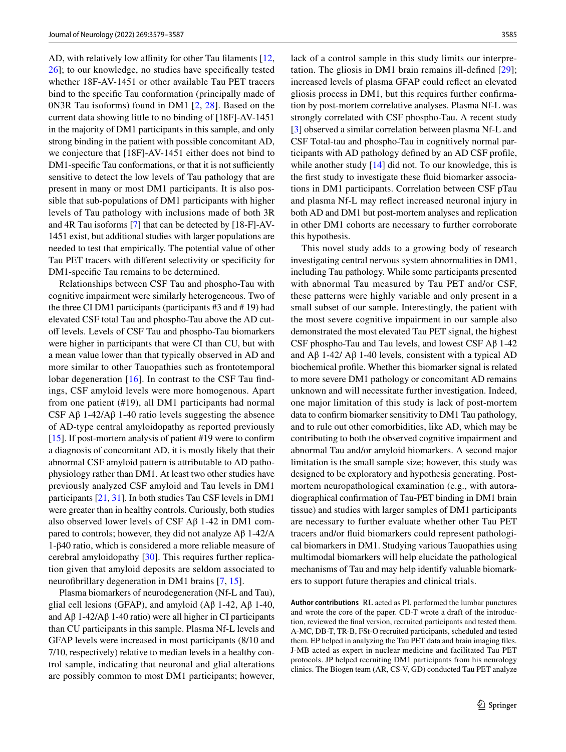AD, with relatively low affinity for other Tau filaments [12, 26]; to our knowledge, no studies have specifically tested whether 18F-AV-1451 or other available Tau PET tracers bind to the specific Tau conformation (principally made of 0N3R Tau isoforms) found in DM1 [2, 28]. Based on the current data showing little to no binding of [18F]-AV-1451 in the majority of DM1 participants in this sample, and only strong binding in the patient with possible concomitant AD, we conjecture that [18F]-AV-1451 either does not bind to DM1-specific Tau conformations, or that it is not sufficiently sensitive to detect the low levels of Tau pathology that are present in many or most DM1 participants. It is also possible that sub-populations of DM1 participants with higher levels of Tau pathology with inclusions made of both 3R and 4R Tau isoforms [7] that can be detected by [18-F]-AV-1451 exist, but additional studies with larger populations are needed to test that empirically. The potential value of other Tau PET tracers with different selectivity or specificity for DM1-specific Tau remains to be determined.

Relationships between CSF Tau and phospho-Tau with cognitive impairment were similarly heterogeneous. Two of the three CI DM1 participants (participants #3 and # 19) had elevated CSF total Tau and phospho-Tau above the AD cut-off levels. Levels of CSF Tau and phospho-Tau biomarkers were higher in participants that were CI than CU, but with a mean value lower than that typically observed in AD and more similar to other Tauopathies such as frontotemporal lobar degeneration [16]. In contrast to the CSF Tau findings, CSF amyloid levels were more homogenous. Apart from one patient (#19), all DM1 participants had normal CSF Aβ 1-42/Aβ 1-40 ratio levels suggesting the absence of AD-type central amyloidopathy as reported previously [15]. If post-mortem analysis of patient #19 were to confirm a diagnosis of concomitant AD, it is mostly likely that their abnormal CSF amyloid pattern is attributable to AD pathophysiology rather than DM1. At least two other studies have previously analyzed CSF amyloid and Tau levels in DM1 participants [21, 31]. In both studies Tau CSF levels in DM1 were greater than in healthy controls. Curiously, both studies also observed lower levels of CSF Aβ 1-42 in DM1 compared to controls; however, they did not analyze Aβ 1-42/A 1-β40 ratio, which is considered a more reliable measure of cerebral amyloidopathy [30]. This requires further replication given that amyloid deposits are seldom associated to neurofibrillary degeneration in DM1 brains [7, 15].

Plasma biomarkers of neurodegeneration (Nf-L and Tau), glial cell lesions (GFAP), and amyloid (Aβ 1-42, Aβ 1-40, and Aβ 1-42/Aβ 1-40 ratio) were all higher in CI participants than CU participants in this sample. Plasma Nf-L levels and GFAP levels were increased in most participants (8/10 and 7/10, respectively) relative to median levels in a healthy control sample, indicating that neuronal and glial alterations are possibly common to most DM1 participants; however, lack of a control sample in this study limits our interpretation. The gliosis in DM1 brain remains ill-defined [29]; increased levels of plasma GFAP could reflect an elevated gliosis process in DM1, but this requires further confirmation by post-mortem correlative analyses. Plasma Nf-L was strongly correlated with CSF phospho-Tau. A recent study [3] observed a similar correlation between plasma Nf-L and CSF Total-tau and phospho-Tau in cognitively normal participants with AD pathology defined by an AD CSF profile, while another study [14] did not. To our knowledge, this is the first study to investigate these fluid biomarker associations in DM1 participants. Correlation between CSF pTau and plasma Nf-L may reflect increased neuronal injury in both AD and DM1 but post-mortem analyses and replication in other DM1 cohorts are necessary to further corroborate this hypothesis.

This novel study adds to a growing body of research investigating central nervous system abnormalities in DM1, including Tau pathology. While some participants presented with abnormal Tau measured by Tau PET and/or CSF, these patterns were highly variable and only present in a small subset of our sample. Interestingly, the patient with the most severe cognitive impairment in our sample also demonstrated the most elevated Tau PET signal, the highest CSF phospho-Tau and Tau levels, and lowest CSF Aβ 1-42 and Aβ 1-40/ Aβ 1-40 levels, consistent with a typical AD biochemical profile. Whether this biomarker signal is related to more severe DM1 pathology or concomitant AD remains unknown and will necessitate further investigation. Indeed, one major limitation of this study is lack of post-mortem data to confirm biomarker sensitivity to DM1 Tau pathology, and to rule out other comorbidities, like AD, which may be contributing to both the observed cognitive impairment and abnormal Tau and/or amyloid biomarkers. A second major limitation is the small sample size; however, this study was designed to be exploratory and hypothesis generating. Post-mortem neuropathological examination (e.g., with autoradiographical confirmation of Tau-PET binding in DM1 brain tissue) and studies with larger samples of DM1 participants are necessary to further evaluate whether other Tau PET tracers and/or fluid biomarkers could represent pathological biomarkers in DM1. Studying various Tauopathies using multimodal biomarkers will help elucidate the pathological mechanisms of Tau and may help identify valuable biomarkers to support future therapies and clinical trials.

**Author contributions** RL acted as PI, performed the lumbar punctures and wrote the core of the paper. CD-T wrote a draft of the introduction, reviewed the final version, recruited participants and tested them. A-MC, DB-T, TR-B, FSt-O recruited participants, scheduled and tested them. EP helped in analyzing the Tau PET data and brain imaging files. J-MB acted as expert in nuclear medicine and facilitated Tau PET protocols. JP helped recruiting DM1 participants from his neurology clinics. The Biogen team (AR, CS-V, GD) conducted Tau PET analyze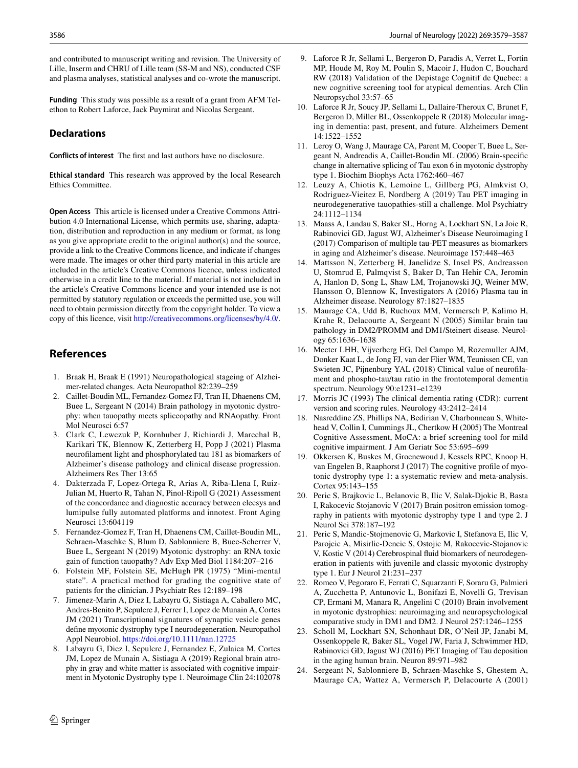and contributed to manuscript writing and revision. The University of Lille, Inserm and CHRU of Lille team (SS-M and NS), conducted CSF and plasma analyses, statistical analyses and co-wrote the manuscript.

**Funding** This study was possible as a result of a grant from AFM Telethon to Robert Laforce, Jack Puymirat and Nicolas Sergeant.

## Declarations

**Conflicts of interest** The first and last authors have no disclosure.

**Ethical standard** This research was approved by the local Research Ethics Committee.

**Open Access** This article is licensed under a Creative Commons Attribution 4.0 International License, which permits use, sharing, adaptation, distribution and reproduction in any medium or format, as long as you give appropriate credit to the original author(s) and the source, provide a link to the Creative Commons licence, and indicate if changes were made. The images or other third party material in this article are included in the article's Creative Commons licence, unless indicated otherwise in a credit line to the material. If material is not included in the article's Creative Commons licence and your intended use is not permitted by statutory regulation or exceeds the permitted use, you will need to obtain permission directly from the copyright holder. To view a copy of this licence, visit http://creativecommons.org/licenses/by/4.0/.

## References

1. Braak H, Braak E (1991) Neuropathological stageing of Alzheimer-related changes. Acta Neuropathol 82:239–259
2. Caillet-Boudin ML, Fernandez-Gomez FJ, Tran H, Dhaenens CM, Buee L, Sergeant N (2014) Brain pathology in myotonic dystrophy: when tauopathy meets spliceopathy and RNAopathy. Front Mol Neurosci 6:57
3. Clark C, Lewczuk P, Kornhuber J, Richiardi J, Marechal B, Karikari TK, Blennow K, Zetterberg H, Popp J (2021) Plasma neurofilament light and phosphorylated tau 181 as biomarkers of Alzheimer's disease pathology and clinical disease progression. Alzheimers Res Ther 13:65
4. Dakterzada F, Lopez-Ortega R, Arias A, Riba-Llena I, Ruiz-Julian M, Huerto R, Tahan N, Pinol-Ripoll G (2021) Assessment of the concordance and diagnostic accuracy between elecsys and lumipulse fully automated platforms and innotest. Front Aging Neurosci 13:604119
5. Fernandez-Gomez F, Tran H, Dhaenens CM, Caillet-Boudin ML, Schraen-Maschke S, Blum D, Sablonniere B, Buee-Scherrer V, Buee L, Sergeant N (2019) Myotonic dystrophy: an RNA toxic gain of function tauopathy? Adv Exp Med Biol 1184:207–216
6. Folstein MF, Folstein SE, McHugh PR (1975) "Mini-mental state". A practical method for grading the cognitive state of patients for the clinician. J Psychiatr Res 12:189–198
7. Jimenez-Marin A, Diez I, Labayru G, Sistiaga A, Caballero MC, Andres-Benito P, Sepulcre J, Ferrer I, Lopez de Munain A, Cortes JM (2021) Transcriptional signatures of synaptic vesicle genes define myotonic dystrophy type I neurodegeneration. Neuropathol Appl Neurobiol. https://doi.org/10.1111/nan.12725
8. Labayru G, Diez I, Sepulcre J, Fernandez E, Zulaica M, Cortes JM, Lopez de Munain A, Sistiaga A (2019) Regional brain atrophy in gray and white matter is associated with cognitive impairment in Myotonic Dystrophy type 1. Neuroimage Clin 24:102078
9. Laforce R Jr, Sellami L, Bergeron D, Paradis A, Verret L, Fortin MP, Houde M, Roy M, Poulin S, Macoir J, Hudon C, Bouchard RW (2018) Validation of the Depistage Cognitif de Quebec: a new cognitive screening tool for atypical dementias. Arch Clin Neuropsychol 33:57–65
10. Laforce R Jr, Soucy JP, Sellami L, Dallaire-Theroux C, Brunet F, Bergeron D, Miller BL, Ossenkoppele R (2018) Molecular imaging in dementia: past, present, and future. Alzheimers Dement 14:1522–1552
11. Leroy O, Wang J, Maurage CA, Parent M, Cooper T, Buee L, Sergeant N, Andreadis A, Caillet-Boudin ML (2006) Brain-specific change in alternative splicing of Tau exon 6 in myotonic dystrophy type 1. Biochim Biophys Acta 1762:460–467
12. Leuzy A, Chiotis K, Lemoine L, Gillberg PG, Almkvist O, Rodriguez-Vieitez E, Nordberg A (2019) Tau PET imaging in neurodegenerative tauopathies-still a challenge. Mol Psychiatry 24:1112–1134
13. Maass A, Landau S, Baker SL, Horng A, Lockhart SN, La Joie R, Rabinovici GD, Jagust WJ, Alzheimer's Disease Neuroimaging I (2017) Comparison of multiple tau-PET measures as biomarkers in aging and Alzheimer's disease. Neuroimage 157:448–463
14. Mattsson N, Zetterberg H, Janelidze S, Insel PS, Andreasson U, Stomrud E, Palmqvist S, Baker D, Tan Hehir CA, Jeromin A, Hanlon D, Song L, Shaw LM, Trojanowski JQ, Weiner MW, Hansson O, Blennow K, Investigators A (2016) Plasma tau in Alzheimer disease. Neurology 87:1827–1835
15. Maurage CA, Udd B, Ruchoux MM, Vermersch P, Kalimo H, Krahe R, Delacourte A, Sergeant N (2005) Similar brain tau pathology in DM2/PROMM and DM1/Steinert disease. Neurology 65:1636–1638
16. Meeter LHH, Vijverberg EG, Del Campo M, Rozemuller AJM, Donker Kaat L, de Jong FJ, van der Flier WM, Teunissen CE, van Swieten JC, Pijnenburg YAL (2018) Clinical value of neurofilament and phospho-tau/tau ratio in the frontotemporal dementia spectrum. Neurology 90:e1231–e1239
17. Morris JC (1993) The clinical dementia rating (CDR): current version and scoring rules. Neurology 43:2412–2414
18. Nasreddine ZS, Phillips NA, Bedirian V, Charbonneau S, Whitehead V, Collin I, Cummings JL, Chertkow H (2005) The Montreal Cognitive Assessment, MoCA: a brief screening tool for mild cognitive impairment. J Am Geriatr Soc 53:695–699
19. Okkersen K, Buskes M, Groenewoud J, Kessels RPC, Knoop H, van Engelen B, Raaphorst J (2017) The cognitive profile of myotonic dystrophy type 1: a systematic review and meta-analysis. Cortex 95:143–155
20. Peric S, Brajkovic L, Belanovic B, Ilic V, Salak-Djokic B, Basta I, Rakocevic Stojanovic V (2017) Brain positron emission tomography in patients with myotonic dystrophy type 1 and type 2. J Neurol Sci 378:187–192
21. Peric S, Mandic-Stojmenovic G, Markovic I, Stefanova E, Ilic V, Parojcic A, Misirlic-Dencic S, Ostojic M, Rakocevic-Stojanovic V, Kostic V (2014) Cerebrospinal fluid biomarkers of neurodegeneration in patients with juvenile and classic myotonic dystrophy type 1. Eur J Neurol 21:231–237
22. Romeo V, Pegoraro E, Ferrati C, Squarzanti F, Soraru G, Palmieri A, Zucchetta P, Antunovic L, Bonifazi E, Novelli G, Trevisan CP, Ermani M, Manara R, Angelini C (2010) Brain involvement in myotonic dystrophies: neuroimaging and neuropsychological comparative study in DM1 and DM2. J Neurol 257:1246–1255
23. Scholl M, Lockhart SN, Schonhaut DR, O'Neil JP, Janabi M, Ossenkoppele R, Baker SL, Vogel JW, Faria J, Schwimmer HD, Rabinovici GD, Jagust WJ (2016) PET Imaging of Tau deposition in the aging human brain. Neuron 89:971–982
24. Sergeant N, Sablonniere B, Schraen-Maschke S, Ghestem A, Maurage CA, Wattez A, Vermersch P, Delacourte A (2001)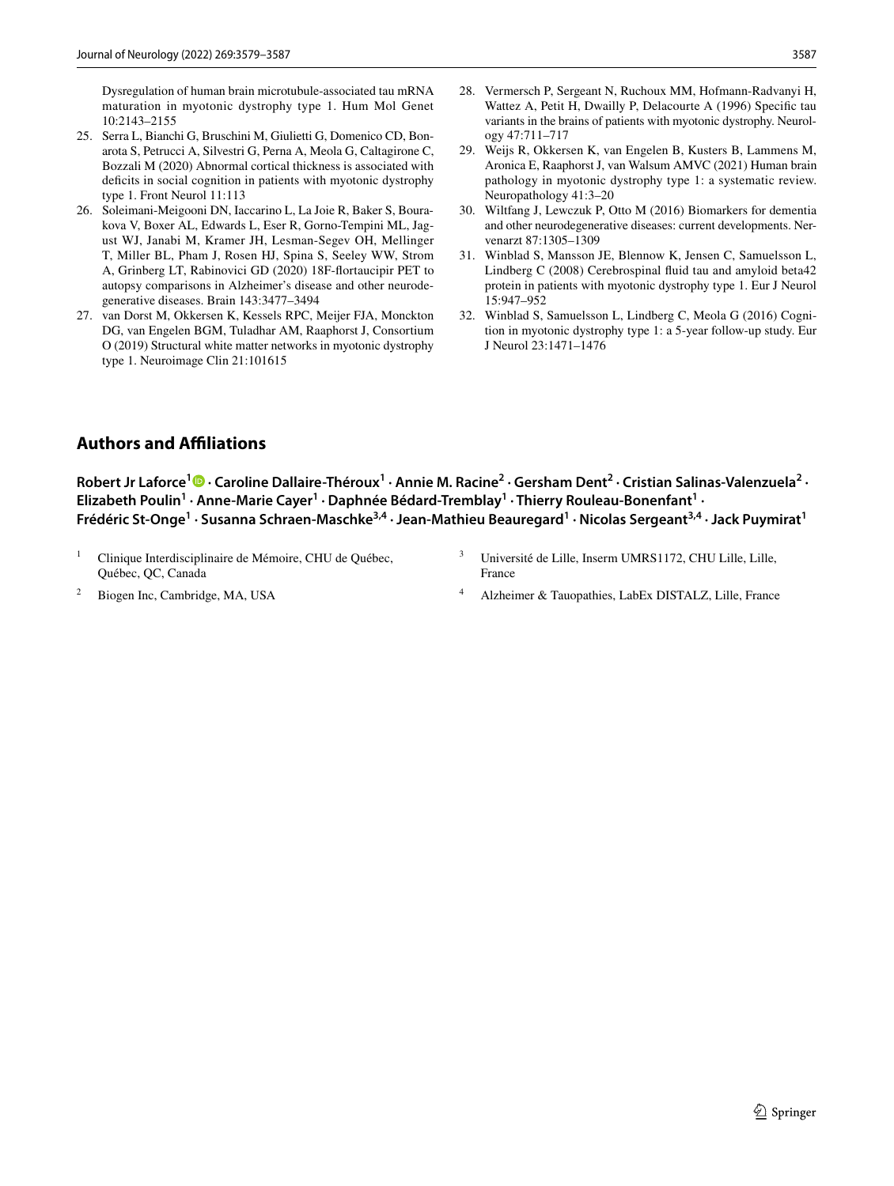Dysregulation of human brain microtubule-associated tau mRNA maturation in myotonic dystrophy type 1. Hum Mol Genet 10:2143–2155

25. Serra L, Bianchi G, Bruschini M, Giulietti G, Domenico CD, Bonarota S, Petrucci A, Silvestri G, Perna A, Meola G, Caltagirone C, Bozzali M (2020) Abnormal cortical thickness is associated with deficits in social cognition in patients with myotonic dystrophy type 1. Front Neurol 11:113
26. Soleimani-Meigooni DN, Iaccarino L, La Joie R, Baker S, Bourakova V, Boxer AL, Edwards L, Eser R, Gorno-Tempini ML, Jagust WJ, Janabi M, Kramer JH, Lesman-Segev OH, Mellinger T, Miller BL, Pham J, Rosen HJ, Spina S, Seeley WW, Strom A, Grinberg LT, Rabinovici GD (2020) 18F-flortaucipir PET to autopsy comparisons in Alzheimer's disease and other neurodegenerative diseases. Brain 143:3477–3494
27. van Dorst M, Okkersen K, Kessels RPC, Meijer FJA, Monckton DG, van Engelen BGM, Tuladhar AM, Raaphorst J, Consortium O (2019) Structural white matter networks in myotonic dystrophy type 1. Neuroimage Clin 21:101615
28. Vermersch P, Sergeant N, Ruchoux MM, Hofmann-Radvanyi H, Wattez A, Petit H, Dwailly P, Delacourte A (1996) Specific tau variants in the brains of patients with myotonic dystrophy. Neurology 47:711–717
29. Weijs R, Okkersen K, van Engelen B, Kusters B, Lammens M, Aronica E, Raaphorst J, van Walsum AMVC (2021) Human brain pathology in myotonic dystrophy type 1: a systematic review. Neuropathology 41:3–20
30. Wiltfang J, Lewczuk P, Otto M (2016) Biomarkers for dementia and other neurodegenerative diseases: current developments. Nervenarzt 87:1305–1309
31. Winblad S, Mansson JE, Blennow K, Jensen C, Samuelsson L, Lindberg C (2008) Cerebrospinal fluid tau and amyloid beta42 protein in patients with myotonic dystrophy type 1. Eur J Neurol 15:947–952
32. Winblad S, Samuelsson L, Lindberg C, Meola G (2016) Cognition in myotonic dystrophy type 1: a 5-year follow-up study. Eur J Neurol 23:1471–1476

## Authors and Affiliations

**Robert Jr Laforce[1] · Caroline Dallaire-Théroux[1] · Annie M. Racine[2] · Gersham Dent[2] · Cristian Salinas-Valenzuela[2] · Elizabeth Poulin[1] · Anne-Marie Cayer[1] · Daphnée Bédard-Tremblay[1] · Thierry Rouleau-Bonenfant[1] · Frédéric St-Onge[1] · Susanna Schraen-Maschke[3,4] · Jean-Mathieu Beauregard[1] · Nicolas Sergeant[3,4] · Jack Puymirat[1]**

[1] Clinique Interdisciplinaire de Mémoire, CHU de Québec, Québec, QC, Canada

[2] Biogen Inc, Cambridge, MA, USA

[3] Université de Lille, Inserm UMRS1172, CHU Lille, Lille, France

[4] Alzheimer & Tauopathies, LabEx DISTALZ, Lille, France